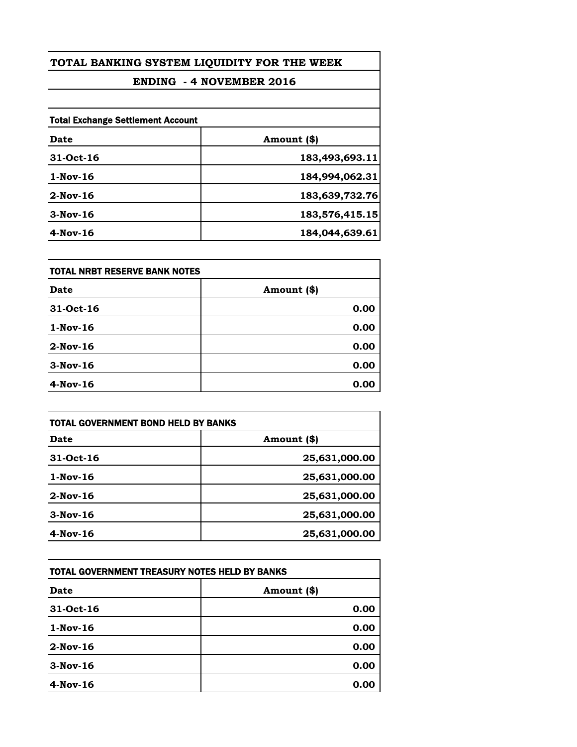# TOTAL BANKING SYSTEM LIQUIDITY FOR THE WEEK

## ENDING - 4 NOVEMBER 2016

**Total Exchange Settlement Account**

| Date | Amount ($) |
|---|---:|
| 31-Oct-16 | 183,493,693.11 |
| 1-Nov-16 | 184,994,062.31 |
| 2-Nov-16 | 183,639,732.76 |
| 3-Nov-16 | 183,576,415.15 |
| 4-Nov-16 | 184,044,639.61 |

**TOTAL NRBT RESERVE BANK NOTES**

| Date | Amount ($) |
|---|---:|
| 31-Oct-16 | 0.00 |
| 1-Nov-16 | 0.00 |
| 2-Nov-16 | 0.00 |
| 3-Nov-16 | 0.00 |
| 4-Nov-16 | 0.00 |

**TOTAL GOVERNMENT BOND HELD BY BANKS**

| Date | Amount ($) |
|---|---:|
| 31-Oct-16 | 25,631,000.00 |
| 1-Nov-16 | 25,631,000.00 |
| 2-Nov-16 | 25,631,000.00 |
| 3-Nov-16 | 25,631,000.00 |
| 4-Nov-16 | 25,631,000.00 |

**TOTAL GOVERNMENT TREASURY NOTES HELD BY BANKS**

| Date | Amount ($) |
|---|---:|
| 31-Oct-16 | 0.00 |
| 1-Nov-16 | 0.00 |
| 2-Nov-16 | 0.00 |
| 3-Nov-16 | 0.00 |
| 4-Nov-16 | 0.00 |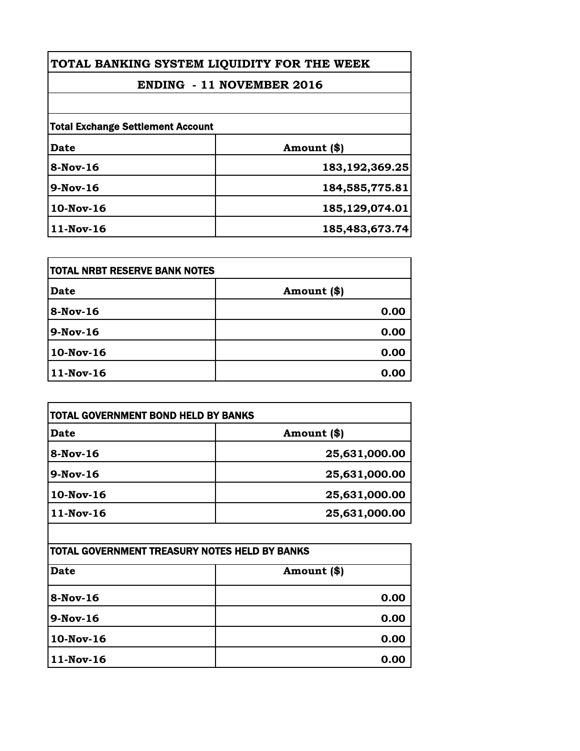# TOTAL BANKING SYSTEM LIQUIDITY FOR THE WEEK

## ENDING - 11 NOVEMBER 2016

**Total Exchange Settlement Account**

| Date | Amount ($) |
|---|---|
| 8-Nov-16 | 183,192,369.25 |
| 9-Nov-16 | 184,585,775.81 |
| 10-Nov-16 | 185,129,074.01 |
| 11-Nov-16 | 185,483,673.74 |

**TOTAL NRBT RESERVE BANK NOTES**

| Date | Amount ($) |
|---|---|
| 8-Nov-16 | 0.00 |
| 9-Nov-16 | 0.00 |
| 10-Nov-16 | 0.00 |
| 11-Nov-16 | 0.00 |

**TOTAL GOVERNMENT BOND HELD BY BANKS**

| Date | Amount ($) |
|---|---|
| 8-Nov-16 | 25,631,000.00 |
| 9-Nov-16 | 25,631,000.00 |
| 10-Nov-16 | 25,631,000.00 |
| 11-Nov-16 | 25,631,000.00 |

**TOTAL GOVERNMENT TREASURY NOTES HELD BY BANKS**

| Date | Amount ($) |
|---|---|
| 8-Nov-16 | 0.00 |
| 9-Nov-16 | 0.00 |
| 10-Nov-16 | 0.00 |
| 11-Nov-16 | 0.00 |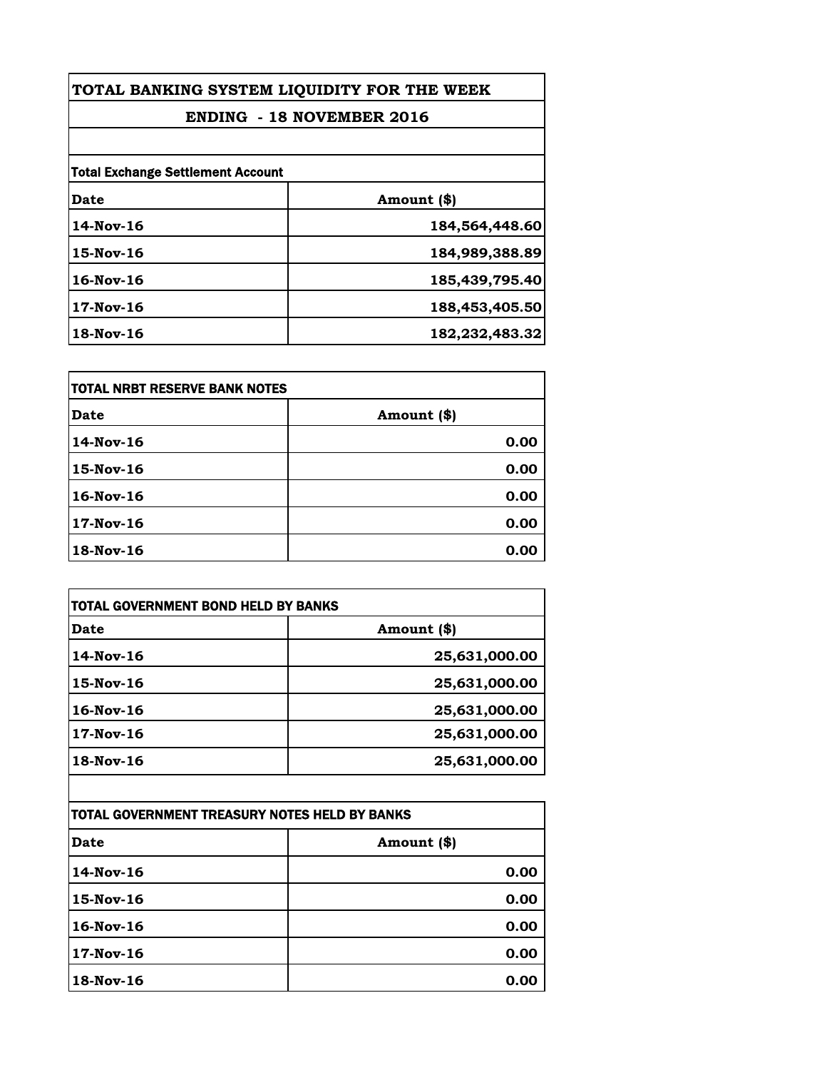# TOTAL BANKING SYSTEM LIQUIDITY FOR THE WEEK

## ENDING - 18 NOVEMBER 2016

**Total Exchange Settlement Account**

| Date | Amount ($) |
|---|---|
| 14-Nov-16 | 184,564,448.60 |
| 15-Nov-16 | 184,989,388.89 |
| 16-Nov-16 | 185,439,795.40 |
| 17-Nov-16 | 188,453,405.50 |
| 18-Nov-16 | 182,232,483.32 |

**TOTAL NRBT RESERVE BANK NOTES**

| Date | Amount ($) |
|---|---|
| 14-Nov-16 | 0.00 |
| 15-Nov-16 | 0.00 |
| 16-Nov-16 | 0.00 |
| 17-Nov-16 | 0.00 |
| 18-Nov-16 | 0.00 |

**TOTAL GOVERNMENT BOND HELD BY BANKS**

| Date | Amount ($) |
|---|---|
| 14-Nov-16 | 25,631,000.00 |
| 15-Nov-16 | 25,631,000.00 |
| 16-Nov-16 | 25,631,000.00 |
| 17-Nov-16 | 25,631,000.00 |
| 18-Nov-16 | 25,631,000.00 |

**TOTAL GOVERNMENT TREASURY NOTES HELD BY BANKS**

| Date | Amount ($) |
|---|---|
| 14-Nov-16 | 0.00 |
| 15-Nov-16 | 0.00 |
| 16-Nov-16 | 0.00 |
| 17-Nov-16 | 0.00 |
| 18-Nov-16 | 0.00 |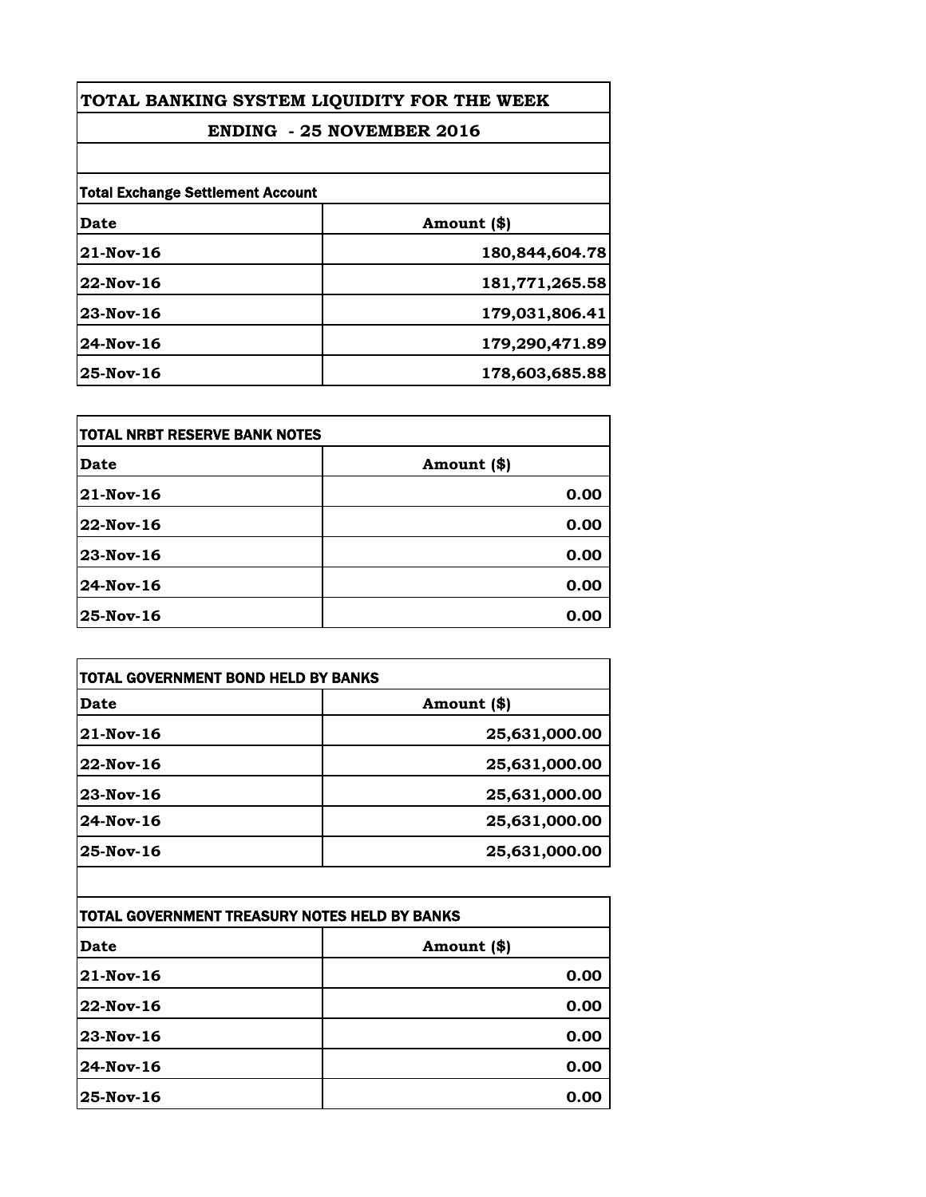# TOTAL BANKING SYSTEM LIQUIDITY FOR THE WEEK

## ENDING - 25 NOVEMBER 2016

**Total Exchange Settlement Account**

| Date | Amount ($) |
|---|---|
| 21-Nov-16 | 180,844,604.78 |
| 22-Nov-16 | 181,771,265.58 |
| 23-Nov-16 | 179,031,806.41 |
| 24-Nov-16 | 179,290,471.89 |
| 25-Nov-16 | 178,603,685.88 |

**TOTAL NRBT RESERVE BANK NOTES**

| Date | Amount ($) |
|---|---|
| 21-Nov-16 | 0.00 |
| 22-Nov-16 | 0.00 |
| 23-Nov-16 | 0.00 |
| 24-Nov-16 | 0.00 |
| 25-Nov-16 | 0.00 |

**TOTAL GOVERNMENT BOND HELD BY BANKS**

| Date | Amount ($) |
|---|---|
| 21-Nov-16 | 25,631,000.00 |
| 22-Nov-16 | 25,631,000.00 |
| 23-Nov-16 | 25,631,000.00 |
| 24-Nov-16 | 25,631,000.00 |
| 25-Nov-16 | 25,631,000.00 |

**TOTAL GOVERNMENT TREASURY NOTES HELD BY BANKS**

| Date | Amount ($) |
|---|---|
| 21-Nov-16 | 0.00 |
| 22-Nov-16 | 0.00 |
| 23-Nov-16 | 0.00 |
| 24-Nov-16 | 0.00 |
| 25-Nov-16 | 0.00 |